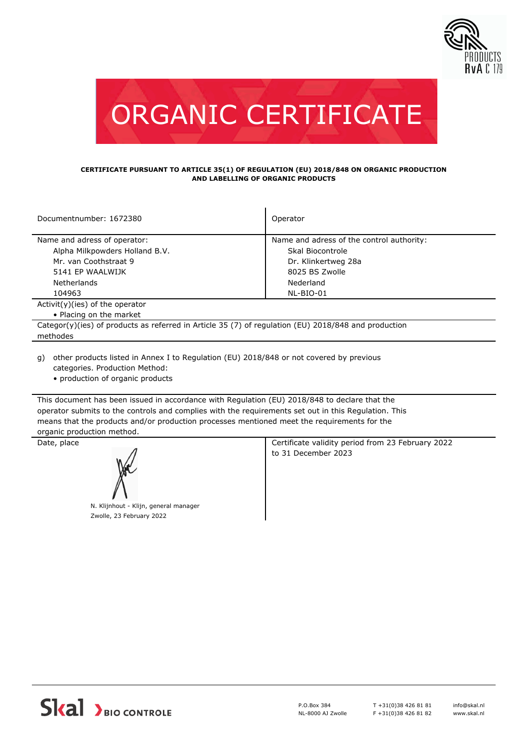# ORGANIC CERTIFICATE

**CERTIFICATE PURSUANT TO ARTICLE 35(1) OF REGULATION (EU) 2018/848 ON ORGANIC PRODUCTION AND LABELLING OF ORGANIC PRODUCTS**

| Documentnumber: 1672380 | Operator |
|---|---|
| Name and adress of operator:<br>Alpha Milkpowders Holland B.V.<br>Mr. van Coothstraat 9<br>5141 EP WAALWIJK<br>Netherlands<br>104963 | Name and adress of the control authority:<br>Skal Biocontrole<br>Dr. Klinkertweg 28a<br>8025 BS Zwolle<br>Nederland<br>NL-BIO-01 |

Activit(y)(ies) of the operator

- Placing on the market

Categor(y)(ies) of products as referred in Article 35 (7) of regulation (EU) 2018/848 and production methodes

g) other products listed in Annex I to Regulation (EU) 2018/848 or not covered by previous categories. Production Method:
- production of organic products

This document has been issued in accordance with Regulation (EU) 2018/848 to declare that the operator submits to the controls and complies with the requirements set out in this Regulation. This means that the products and/or production processes mentioned meet the requirements for the organic production method.

| Date, place | Certificate validity period from 23 February 2022 to 31 December 2023 |
|---|---|
| N. Klijnhout - Klijn, general manager<br>Zwolle, 23 February 2022 | |

Skal BIO CONTROLE

P.O.Box 384
NL-8000 AJ Zwolle

T +31(0)38 426 81 81
F +31(0)38 426 81 82

info@skal.nl
www.skal.nl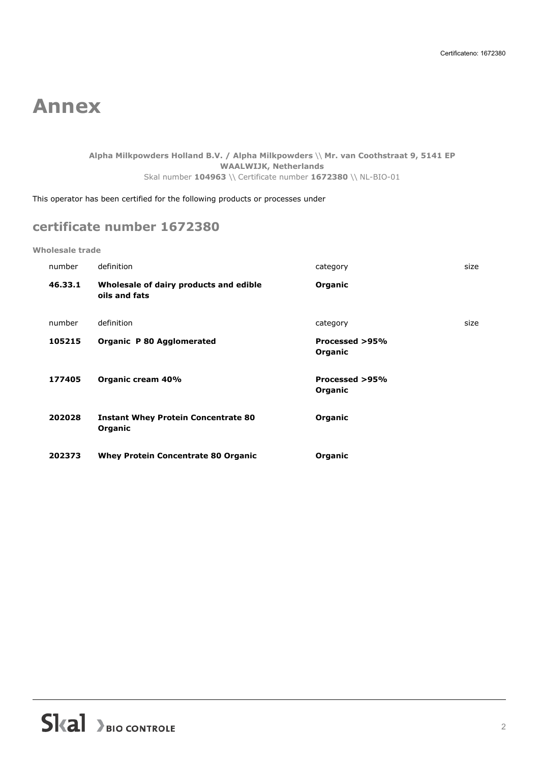# Annex

**Alpha Milkpowders Holland B.V. / Alpha Milkpowders** \\ **Mr. van Coothstraat 9, 5141 EP WAALWIJK, Netherlands**
Skal number **104963** \\ Certificate number **1672380** \\ NL-BIO-01

This operator has been certified for the following products or processes under

## certificate number 1672380

**Wholesale trade**

| number | definition | category | size |
|---|---|---|---|
| **46.33.1** | **Wholesale of dairy products and edible oils and fats** | **Organic** | |

| number | definition | category | size |
|---|---|---|---|
| **105215** | **Organic P 80 Agglomerated** | **Processed >95% Organic** | |
| **177405** | **Organic cream 40%** | **Processed >95% Organic** | |
| **202028** | **Instant Whey Protein Concentrate 80 Organic** | **Organic** | |
| **202373** | **Whey Protein Concentrate 80 Organic** | **Organic** | |